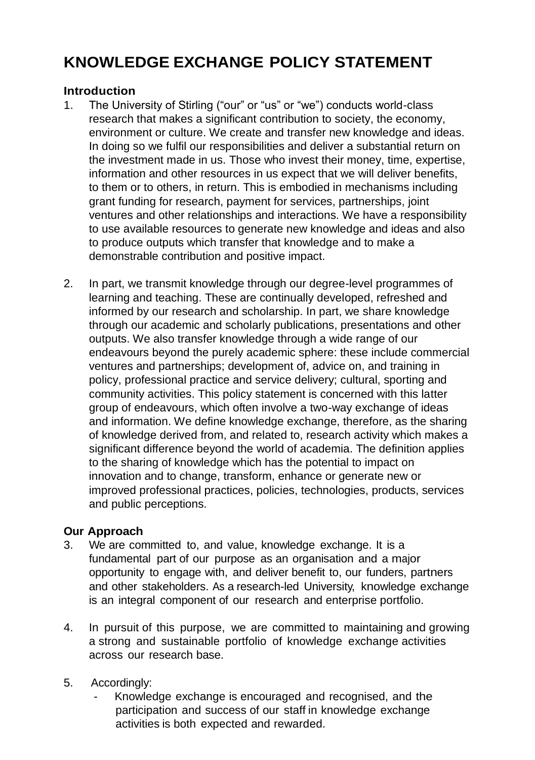# KNOWLEDGE EXCHANGE POLICY STATEMENT

## Introduction

1. The University of Stirling ("our" or "us" or "we") conducts world-class research that makes a significant contribution to society, the economy, environment or culture. We create and transfer new knowledge and ideas. In doing so we fulfil our responsibilities and deliver a substantial return on the investment made in us. Those who invest their money, time, expertise, information and other resources in us expect that we will deliver benefits, to them or to others, in return. This is embodied in mechanisms including grant funding for research, payment for services, partnerships, joint ventures and other relationships and interactions. We have a responsibility to use available resources to generate new knowledge and ideas and also to produce outputs which transfer that knowledge and to make a demonstrable contribution and positive impact.

2. In part, we transmit knowledge through our degree-level programmes of learning and teaching. These are continually developed, refreshed and informed by our research and scholarship. In part, we share knowledge through our academic and scholarly publications, presentations and other outputs. We also transfer knowledge through a wide range of our endeavours beyond the purely academic sphere: these include commercial ventures and partnerships; development of, advice on, and training in policy, professional practice and service delivery; cultural, sporting and community activities. This policy statement is concerned with this latter group of endeavours, which often involve a two-way exchange of ideas and information. We define knowledge exchange, therefore, as the sharing of knowledge derived from, and related to, research activity which makes a significant difference beyond the world of academia. The definition applies to the sharing of knowledge which has the potential to impact on innovation and to change, transform, enhance or generate new or improved professional practices, policies, technologies, products, services and public perceptions.

## Our Approach

3. We are committed to, and value, knowledge exchange. It is a fundamental part of our purpose as an organisation and a major opportunity to engage with, and deliver benefit to, our funders, partners and other stakeholders. As a research-led University, knowledge exchange is an integral component of our research and enterprise portfolio.

4. In pursuit of this purpose, we are committed to maintaining and growing a strong and sustainable portfolio of knowledge exchange activities across our research base.

5. Accordingly:
   - Knowledge exchange is encouraged and recognised, and the participation and success of our staff in knowledge exchange activities is both expected and rewarded.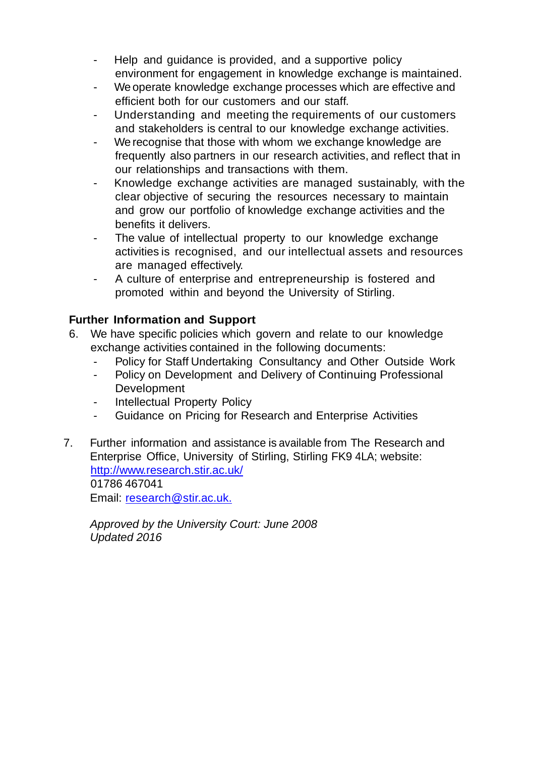- Help and guidance is provided, and a supportive policy environment for engagement in knowledge exchange is maintained.
- We operate knowledge exchange processes which are effective and efficient both for our customers and our staff.
- Understanding and meeting the requirements of our customers and stakeholders is central to our knowledge exchange activities.
- We recognise that those with whom we exchange knowledge are frequently also partners in our research activities, and reflect that in our relationships and transactions with them.
- Knowledge exchange activities are managed sustainably, with the clear objective of securing the resources necessary to maintain and grow our portfolio of knowledge exchange activities and the benefits it delivers.
- The value of intellectual property to our knowledge exchange activities is recognised, and our intellectual assets and resources are managed effectively.
- A culture of enterprise and entrepreneurship is fostered and promoted within and beyond the University of Stirling.

**Further Information and Support**

6. We have specific policies which govern and relate to our knowledge exchange activities contained in the following documents:
   - Policy for Staff Undertaking Consultancy and Other Outside Work
   - Policy on Development and Delivery of Continuing Professional Development
   - Intellectual Property Policy
   - Guidance on Pricing for Research and Enterprise Activities

7. Further information and assistance is available from The Research and Enterprise Office, University of Stirling, Stirling FK9 4LA; website: [http://www.research.stir.ac.uk/](http://www.research.stir.ac.uk/)
   01786 467041
   Email: [research@stir.ac.uk.](mailto:research@stir.ac.uk)

   *Approved by the University Court: June 2008*
   *Updated 2016*